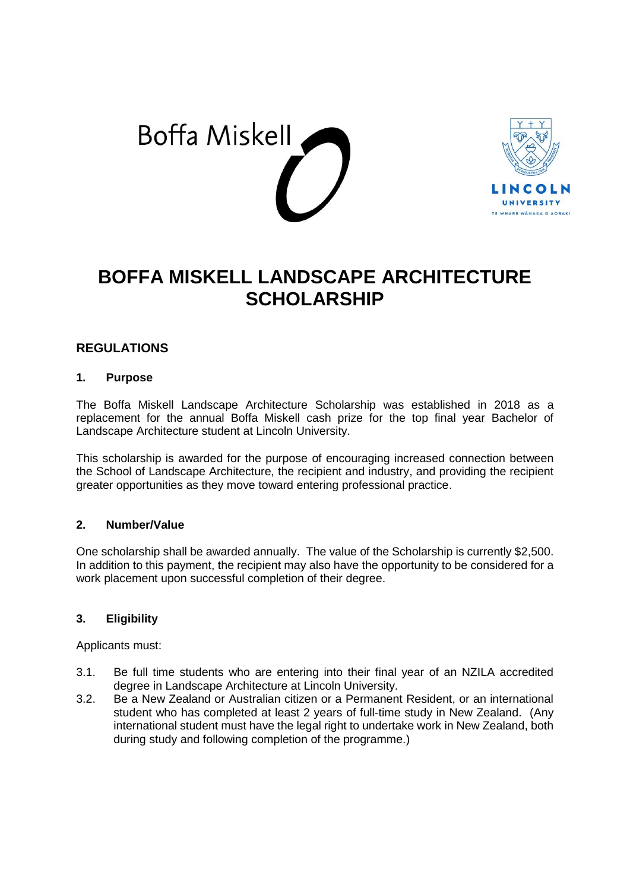# BOFFA MISKELL LANDSCAPE ARCHITECTURE SCHOLARSHIP

## REGULATIONS

### 1. Purpose

The Boffa Miskell Landscape Architecture Scholarship was established in 2018 as a replacement for the annual Boffa Miskell cash prize for the top final year Bachelor of Landscape Architecture student at Lincoln University.

This scholarship is awarded for the purpose of encouraging increased connection between the School of Landscape Architecture, the recipient and industry, and providing the recipient greater opportunities as they move toward entering professional practice.

### 2. Number/Value

One scholarship shall be awarded annually. The value of the Scholarship is currently $2,500. In addition to this payment, the recipient may also have the opportunity to be considered for a work placement upon successful completion of their degree.

### 3. Eligibility

Applicants must:

3.1. Be full time students who are entering into their final year of an NZILA accredited degree in Landscape Architecture at Lincoln University.

3.2. Be a New Zealand or Australian citizen or a Permanent Resident, or an international student who has completed at least 2 years of full-time study in New Zealand. (Any international student must have the legal right to undertake work in New Zealand, both during study and following completion of the programme.)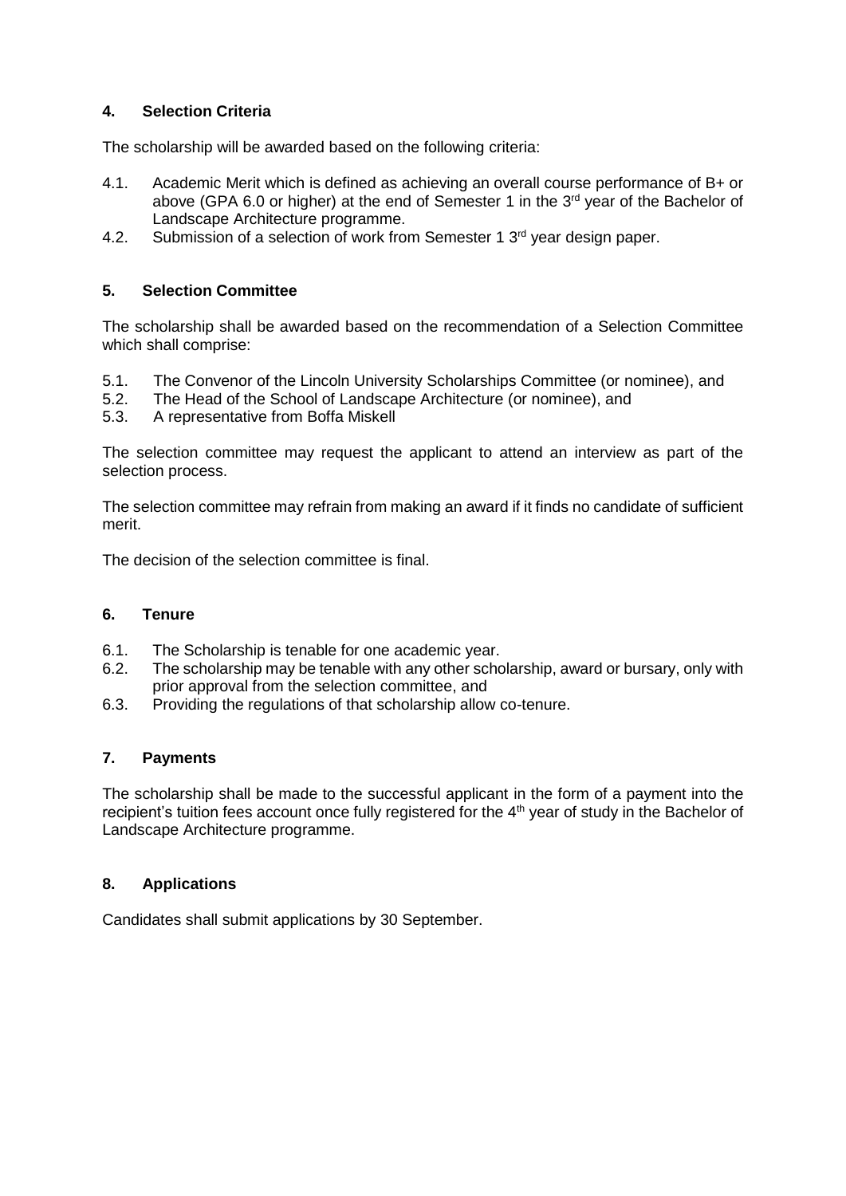## 4. Selection Criteria

The scholarship will be awarded based on the following criteria:

4.1. Academic Merit which is defined as achieving an overall course performance of B+ or above (GPA 6.0 or higher) at the end of Semester 1 in the 3rd year of the Bachelor of Landscape Architecture programme.

4.2. Submission of a selection of work from Semester 1 3rd year design paper.

## 5. Selection Committee

The scholarship shall be awarded based on the recommendation of a Selection Committee which shall comprise:

5.1. The Convenor of the Lincoln University Scholarships Committee (or nominee), and

5.2. The Head of the School of Landscape Architecture (or nominee), and

5.3. A representative from Boffa Miskell

The selection committee may request the applicant to attend an interview as part of the selection process.

The selection committee may refrain from making an award if it finds no candidate of sufficient merit.

The decision of the selection committee is final.

## 6. Tenure

6.1. The Scholarship is tenable for one academic year.

6.2. The scholarship may be tenable with any other scholarship, award or bursary, only with prior approval from the selection committee, and

6.3. Providing the regulations of that scholarship allow co-tenure.

## 7. Payments

The scholarship shall be made to the successful applicant in the form of a payment into the recipient's tuition fees account once fully registered for the 4th year of study in the Bachelor of Landscape Architecture programme.

## 8. Applications

Candidates shall submit applications by 30 September.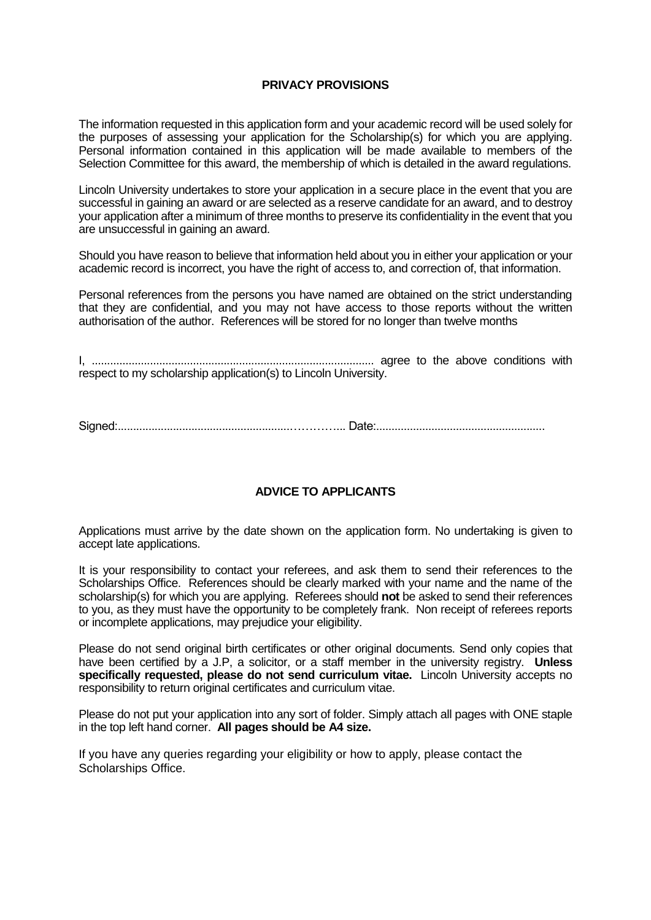## PRIVACY PROVISIONS

The information requested in this application form and your academic record will be used solely for the purposes of assessing your application for the Scholarship(s) for which you are applying. Personal information contained in this application will be made available to members of the Selection Committee for this award, the membership of which is detailed in the award regulations.

Lincoln University undertakes to store your application in a secure place in the event that you are successful in gaining an award or are selected as a reserve candidate for an award, and to destroy your application after a minimum of three months to preserve its confidentiality in the event that you are unsuccessful in gaining an award.

Should you have reason to believe that information held about you in either your application or your academic record is incorrect, you have the right of access to, and correction of, that information.

Personal references from the persons you have named are obtained on the strict understanding that they are confidential, and you may not have access to those reports without the written authorisation of the author. References will be stored for no longer than twelve months

I, ............................................................................................ agree to the above conditions with respect to my scholarship application(s) to Lincoln University.

Signed:.........................................................………... Date:.......................................................

## ADVICE TO APPLICANTS

Applications must arrive by the date shown on the application form. No undertaking is given to accept late applications.

It is your responsibility to contact your referees, and ask them to send their references to the Scholarships Office. References should be clearly marked with your name and the name of the scholarship(s) for which you are applying. Referees should **not** be asked to send their references to you, as they must have the opportunity to be completely frank. Non receipt of referees reports or incomplete applications, may prejudice your eligibility.

Please do not send original birth certificates or other original documents. Send only copies that have been certified by a J.P, a solicitor, or a staff member in the university registry. **Unless specifically requested, please do not send curriculum vitae.** Lincoln University accepts no responsibility to return original certificates and curriculum vitae.

Please do not put your application into any sort of folder. Simply attach all pages with ONE staple in the top left hand corner. **All pages should be A4 size.**

If you have any queries regarding your eligibility or how to apply, please contact the Scholarships Office.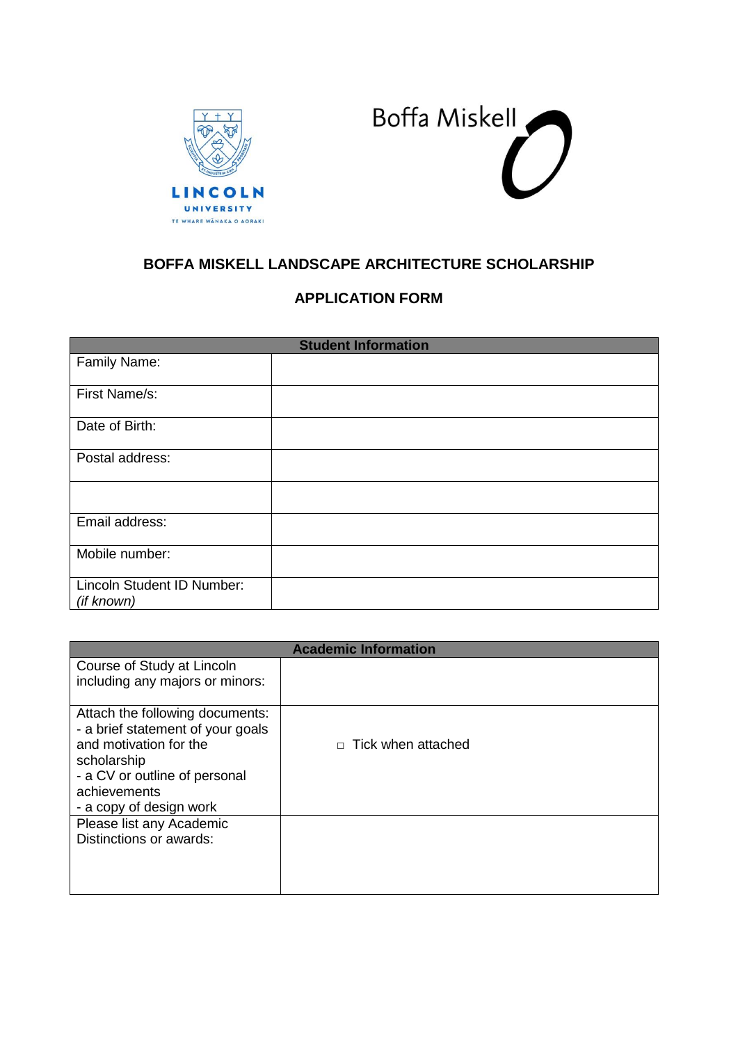## BOFFA MISKELL LANDSCAPE ARCHITECTURE SCHOLARSHIP

## APPLICATION FORM

| Student Information | |
|---|---|
| Family Name: | |
| First Name/s: | |
| Date of Birth: | |
| Postal address: | |
| | |
| Email address: | |
| Mobile number: | |
| Lincoln Student ID Number: *(if known)* | |

| Academic Information | |
|---|---|
| Course of Study at Lincoln including any majors or minors: | |
| Attach the following documents:<br>- a brief statement of your goals and motivation for the scholarship<br>- a CV or outline of personal achievements<br>- a copy of design work | □ Tick when attached |
| Please list any Academic Distinctions or awards: | |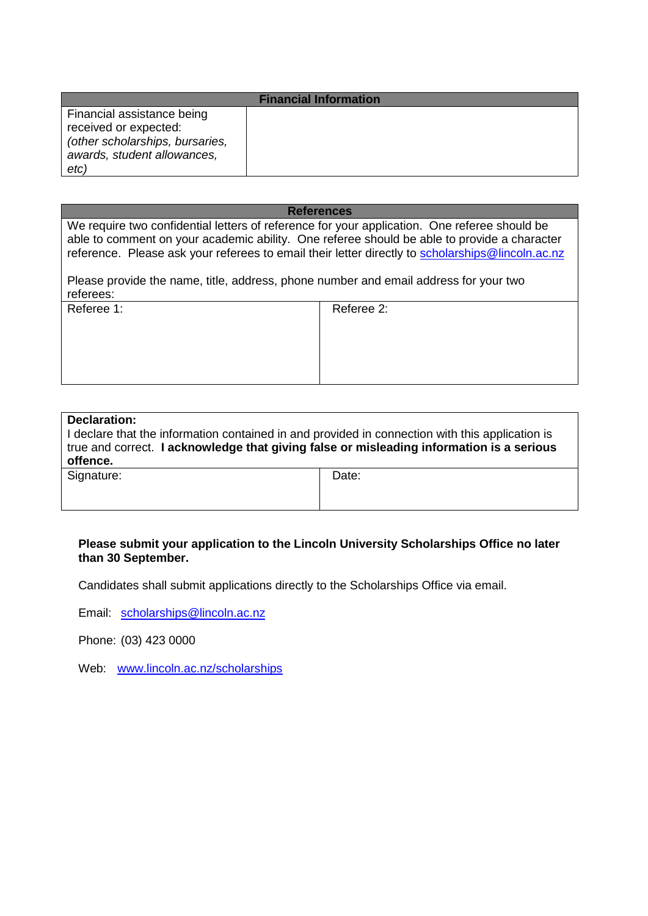| Financial Information | |
|---|---|
| Financial assistance being received or expected: *(other scholarships, bursaries, awards, student allowances, etc)* | |

| References | |
|---|---|
| We require two confidential letters of reference for your application. One referee should be able to comment on your academic ability. One referee should be able to provide a character reference. Please ask your referees to email their letter directly to scholarships@lincoln.ac.nz<br><br>Please provide the name, title, address, phone number and email address for your two referees: | |
| Referee 1: | Referee 2: |

| Declaration: I declare that the information contained in and provided in connection with this application is true and correct. **I acknowledge that giving false or misleading information is a serious offence.** | |
|---|---|
| Signature: | Date: |

**Please submit your application to the Lincoln University Scholarships Office no later than 30 September.**

Candidates shall submit applications directly to the Scholarships Office via email.

Email: scholarships@lincoln.ac.nz

Phone: (03) 423 0000

Web: www.lincoln.ac.nz/scholarships